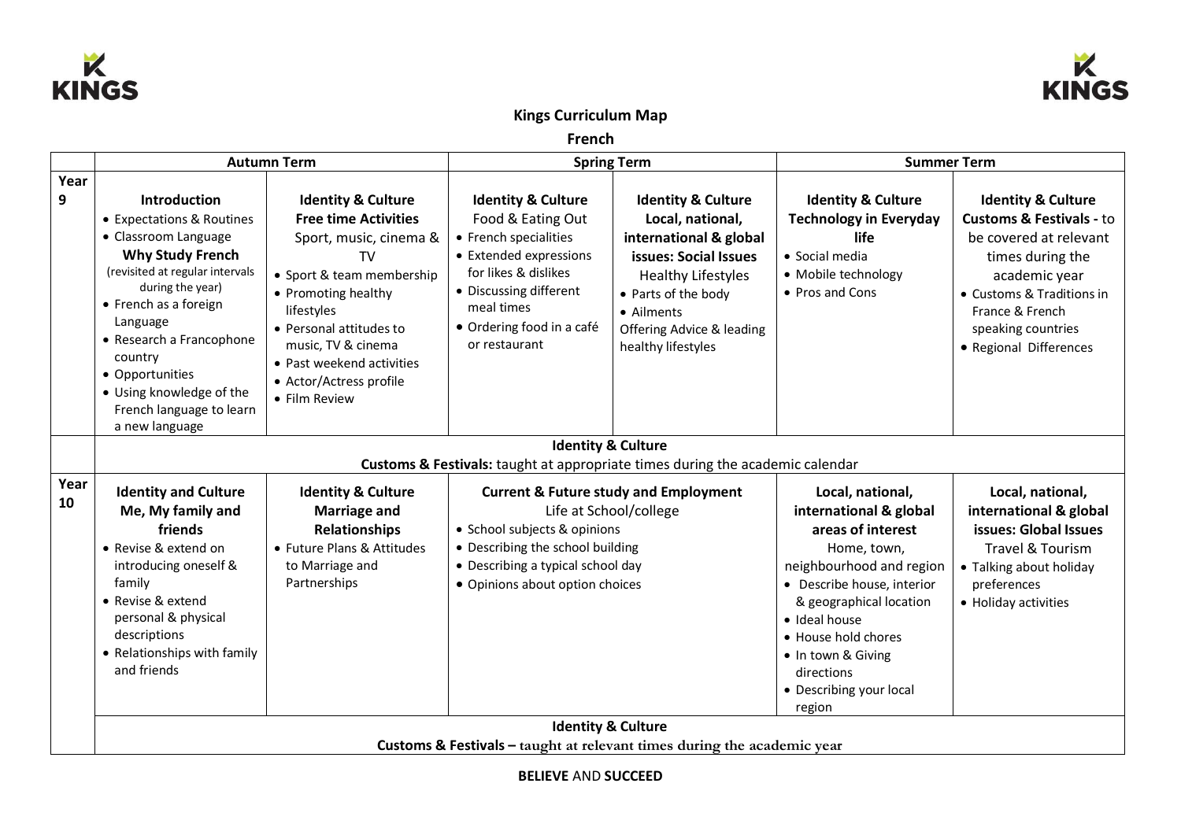**Kings Curriculum Map**

**French**

| | Autumn Term | | Spring Term | | Summer Term | |
|---|---|---|---|---|---|---|
| **Year 9** | **Introduction**<br>• Expectations & Routines<br>• Classroom Language<br>**Why Study French**<br>(revisited at regular intervals during the year)<br>• French as a foreign Language<br>• Research a Francophone country<br>• Opportunities<br>• Using knowledge of the French language to learn a new language | **Identity & Culture**<br>**Free time Activities**<br>Sport, music, cinema & TV<br>• Sport & team membership<br>• Promoting healthy lifestyles<br>• Personal attitudes to music, TV & cinema<br>• Past weekend activities<br>• Actor/Actress profile<br>• Film Review | **Identity & Culture**<br>Food & Eating Out<br>• French specialities<br>• Extended expressions for likes & dislikes<br>• Discussing different meal times<br>• Ordering food in a café or restaurant | **Identity & Culture**<br>**Local, national, international & global issues: Social Issues**<br>Healthy Lifestyles<br>• Parts of the body<br>• Ailments<br>Offering Advice & leading healthy lifestyles | **Identity & Culture**<br>**Technology in Everyday life**<br>• Social media<br>• Mobile technology<br>• Pros and Cons | **Identity & Culture**<br>**Customs & Festivals -** to be covered at relevant times during the academic year<br>• Customs & Traditions in France & French speaking countries<br>• Regional Differences |
| | **Identity & Culture**<br>**Customs & Festivals:** taught at appropriate times during the academic calendar | | | | | |
| **Year 10** | **Identity and Culture**<br>**Me, My family and friends**<br>• Revise & extend on introducing oneself & family<br>• Revise & extend personal & physical descriptions<br>• Relationships with family and friends | **Identity & Culture**<br>**Marriage and Relationships**<br>• Future Plans & Attitudes to Marriage and Partnerships | **Current & Future study and Employment**<br>Life at School/college<br>• School subjects & opinions<br>• Describing the school building<br>• Describing a typical school day<br>• Opinions about option choices | | **Local, national, international & global areas of interest**<br>Home, town, neighbourhood and region<br>• Describe house, interior & geographical location<br>• Ideal house<br>• House hold chores<br>• In town & Giving directions<br>• Describing your local region | **Local, national, international & global issues: Global Issues**<br>Travel & Tourism<br>• Talking about holiday preferences<br>• Holiday activities |
| | **Identity & Culture**<br>**Customs & Festivals – taught at relevant times during the academic year** | | | | | |

**BELIEVE** AND **SUCCEED**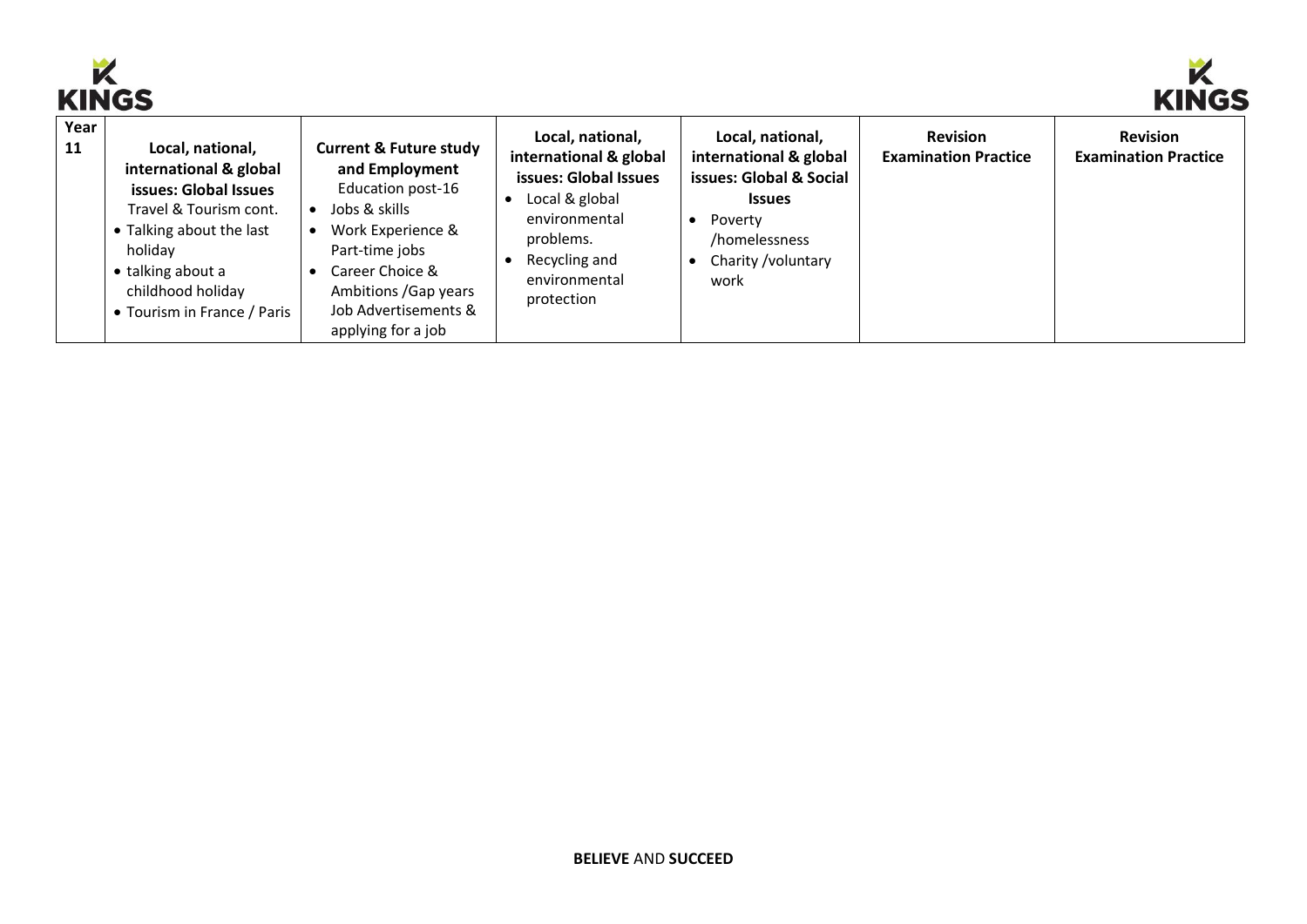| Year 11 | **Local, national, international & global issues: Global Issues** Travel & Tourism cont. • Talking about the last holiday • talking about a childhood holiday • Tourism in France / Paris | **Current & Future study and Employment** Education post-16 • Jobs & skills • Work Experience & Part-time jobs • Career Choice & Ambitions /Gap years Job Advertisements & applying for a job | **Local, national, international & global issues: Global Issues** • Local & global environmental problems. • Recycling and environmental protection | **Local, national, international & global issues: Global & Social Issues** • Poverty /homelessness • Charity /voluntary work | **Revision Examination Practice** | **Revision Examination Practice** |
|---|---|---|---|---|---|---|

**BELIEVE** AND **SUCCEED**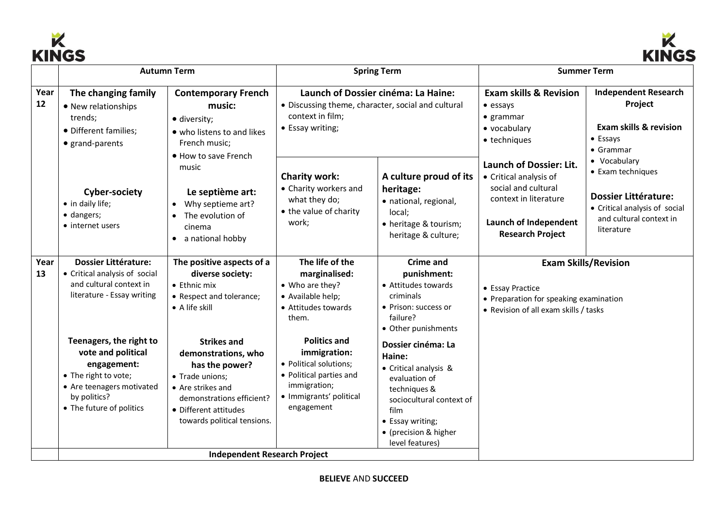| | Autumn Term | | Spring Term | | Summer Term | |
|---|---|---|---|---|---|---|
| **Year 12** | **The changing family**<br>• New relationships trends;<br>• Different families;<br>• grand-parents<br><br>**Cyber-society**<br>• in daily life;<br>• dangers;<br>• internet users | **Contemporary French music:**<br>• diversity;<br>• who listens to and likes French music;<br>• How to save French music<br><br>**Le septième art:**<br>• Why septieme art?<br>• The evolution of cinema<br>• a national hobby | **Launch of Dossier cinéma: La Haine:**<br>• Discussing theme, character, social and cultural context in film;<br>• Essay writing;<br><br>**Charity work:**<br>• Charity workers and what they do;<br>• the value of charity work; | **A culture proud of its heritage:**<br>• national, regional, local;<br>• heritage & tourism; heritage & culture; | **Exam skills & Revision**<br>• essays<br>• grammar<br>• vocabulary<br>• techniques<br><br>**Launch of Dossier: Lit.**<br>• Critical analysis of social and cultural context in literature<br><br>**Launch of Independent Research Project** | **Independent Research Project**<br><br>**Exam skills & revision**<br>• Essays<br>• Grammar<br>• Vocabulary<br>• Exam techniques<br><br>**Dossier Littérature:**<br>• Critical analysis of social and cultural context in literature |
| **Year 13** | **Dossier Littérature:**<br>• Critical analysis of social and cultural context in literature - Essay writing<br><br>**Teenagers, the right to vote and political engagement:**<br>• The right to vote;<br>• Are teenagers motivated by politics?<br>• The future of politics | **The positive aspects of a diverse society:**<br>• Ethnic mix<br>• Respect and tolerance;<br>• A life skill<br><br>**Strikes and demonstrations, who has the power?**<br>• Trade unions;<br>• Are strikes and demonstrations efficient?<br>• Different attitudes towards political tensions. | **The life of the marginalised:**<br>• Who are they?<br>• Available help;<br>• Attitudes towards them.<br><br>**Politics and immigration:**<br>• Political solutions;<br>• Political parties and immigration;<br>• Immigrants' political engagement | **Crime and punishment:**<br>• Attitudes towards criminals<br>• Prison: success or failure?<br>• Other punishments<br><br>**Dossier cinéma: La Haine:**<br>• Critical analysis & evaluation of techniques & sociocultural context of film<br>• Essay writing;<br>• (precision & higher level features) | **Exam Skills/Revision**<br><br>• Essay Practice<br>• Preparation for speaking examination<br>• Revision of all exam skills / tasks | |
| | **Independent Research Project** | | | | | |

**BELIEVE** AND **SUCCEED**